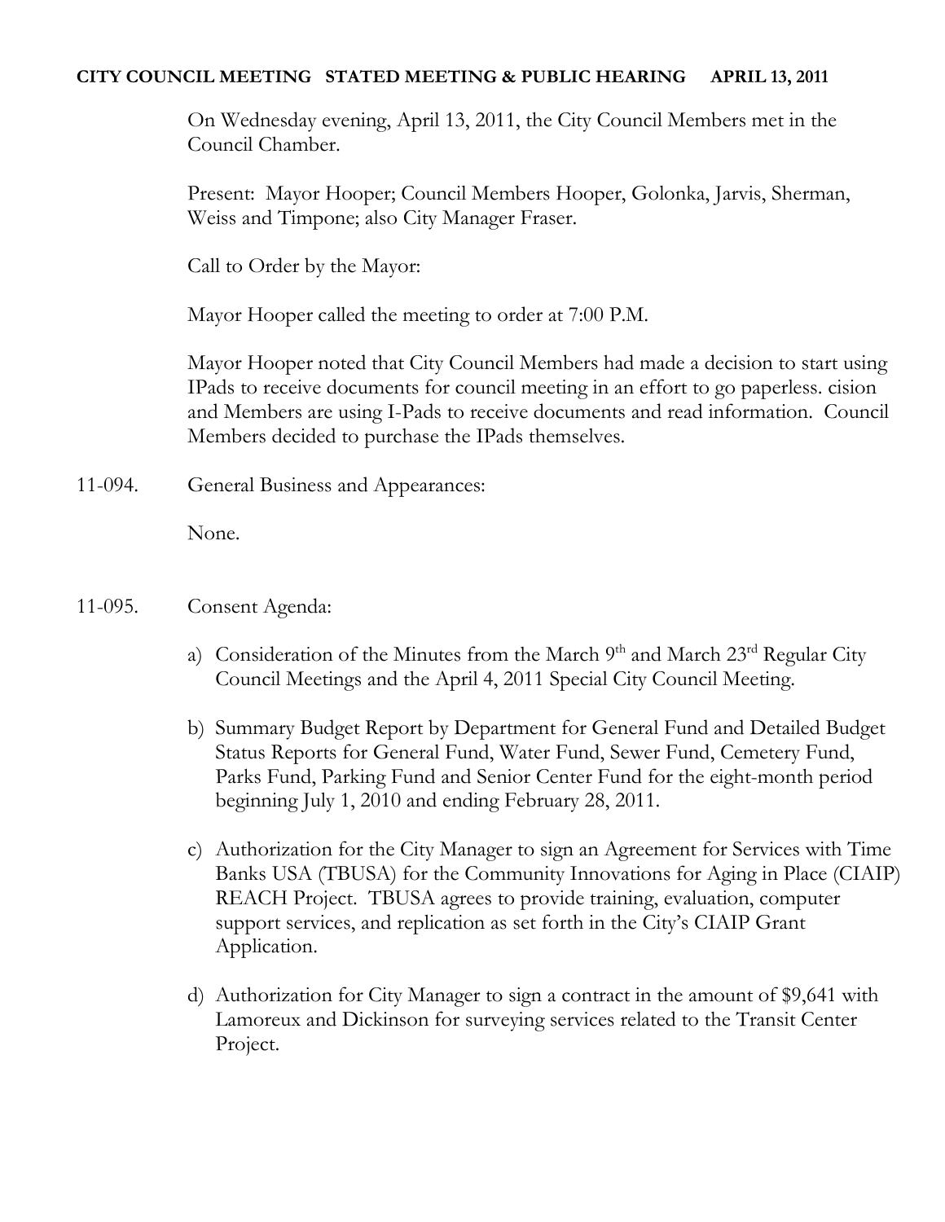**CITY COUNCIL MEETING STATED MEETING & PUBLIC HEARING APRIL 13, 2011**

On Wednesday evening, April 13, 2011, the City Council Members met in the Council Chamber.

Present: Mayor Hooper; Council Members Hooper, Golonka, Jarvis, Sherman, Weiss and Timpone; also City Manager Fraser.

Call to Order by the Mayor:

Mayor Hooper called the meeting to order at 7:00 P.M.

Mayor Hooper noted that City Council Members had made a decision to start using IPads to receive documents for council meeting in an effort to go paperless. cision and Members are using I-Pads to receive documents and read information. Council Members decided to purchase the IPads themselves.

11-094. General Business and Appearances:

None.

11-095. Consent Agenda:

a) Consideration of the Minutes from the March 9th and March 23rd Regular City Council Meetings and the April 4, 2011 Special City Council Meeting.

b) Summary Budget Report by Department for General Fund and Detailed Budget Status Reports for General Fund, Water Fund, Sewer Fund, Cemetery Fund, Parks Fund, Parking Fund and Senior Center Fund for the eight-month period beginning July 1, 2010 and ending February 28, 2011.

c) Authorization for the City Manager to sign an Agreement for Services with Time Banks USA (TBUSA) for the Community Innovations for Aging in Place (CIAIP) REACH Project. TBUSA agrees to provide training, evaluation, computer support services, and replication as set forth in the City's CIAIP Grant Application.

d) Authorization for City Manager to sign a contract in the amount of $9,641 with Lamoreux and Dickinson for surveying services related to the Transit Center Project.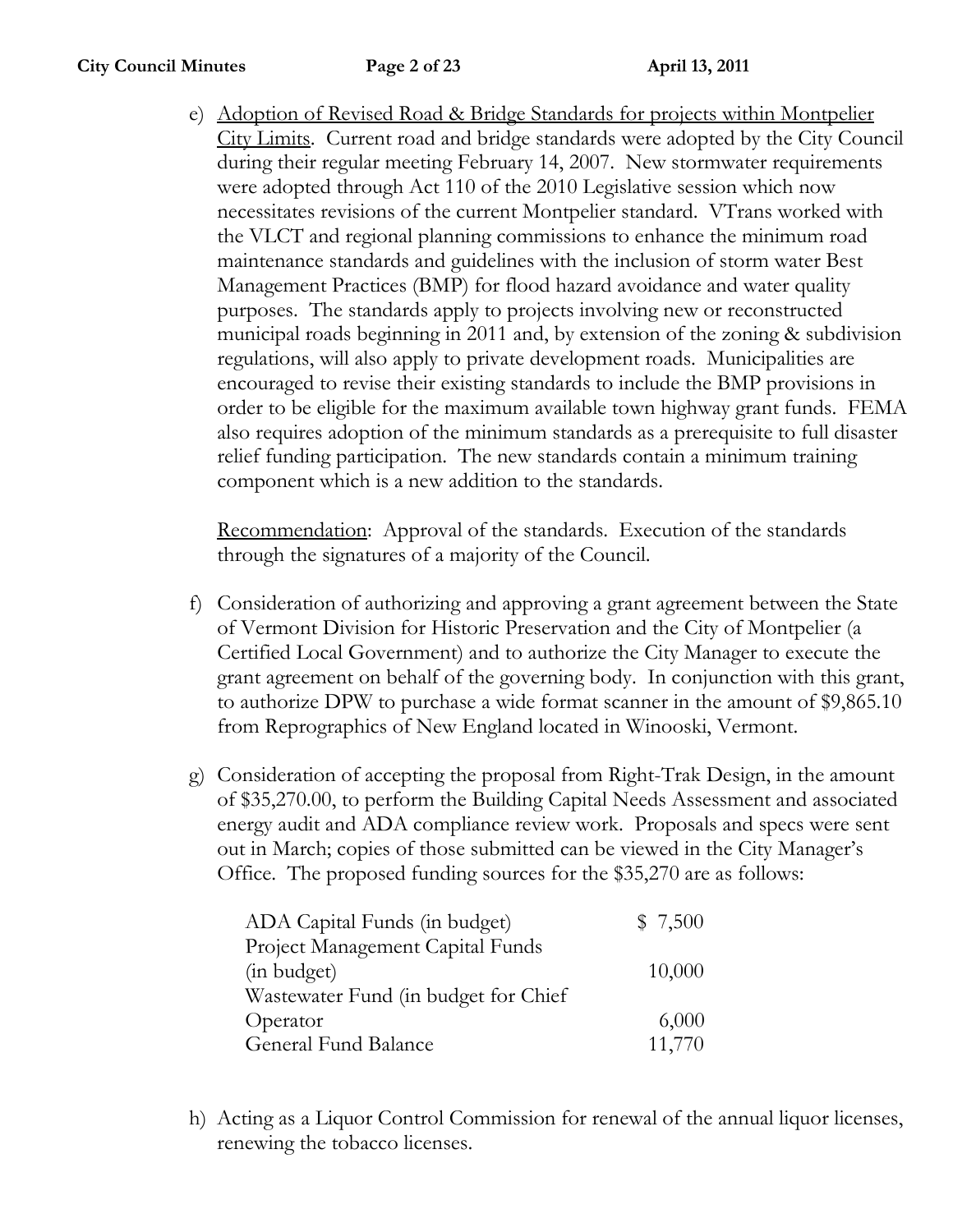e) <u>Adoption of Revised Road & Bridge Standards for projects within Montpelier City Limits</u>. Current road and bridge standards were adopted by the City Council during their regular meeting February 14, 2007. New stormwater requirements were adopted through Act 110 of the 2010 Legislative session which now necessitates revisions of the current Montpelier standard. VTrans worked with the VLCT and regional planning commissions to enhance the minimum road maintenance standards and guidelines with the inclusion of storm water Best Management Practices (BMP) for flood hazard avoidance and water quality purposes. The standards apply to projects involving new or reconstructed municipal roads beginning in 2011 and, by extension of the zoning & subdivision regulations, will also apply to private development roads. Municipalities are encouraged to revise their existing standards to include the BMP provisions in order to be eligible for the maximum available town highway grant funds. FEMA also requires adoption of the minimum standards as a prerequisite to full disaster relief funding participation. The new standards contain a minimum training component which is a new addition to the standards.

   <u>Recommendation</u>: Approval of the standards. Execution of the standards through the signatures of a majority of the Council.

f) Consideration of authorizing and approving a grant agreement between the State of Vermont Division for Historic Preservation and the City of Montpelier (a Certified Local Government) and to authorize the City Manager to execute the grant agreement on behalf of the governing body. In conjunction with this grant, to authorize DPW to purchase a wide format scanner in the amount of $9,865.10 from Reprographics of New England located in Winooski, Vermont.

g) Consideration of accepting the proposal from Right-Trak Design, in the amount of $35,270.00, to perform the Building Capital Needs Assessment and associated energy audit and ADA compliance review work. Proposals and specs were sent out in March; copies of those submitted can be viewed in the City Manager's Office. The proposed funding sources for the $35,270 are as follows:

| | |
|---|---|
| ADA Capital Funds (in budget) | $ 7,500 |
| Project Management Capital Funds (in budget) | 10,000 |
| Wastewater Fund (in budget for Chief Operator | 6,000 |
| General Fund Balance | 11,770 |

h) Acting as a Liquor Control Commission for renewal of the annual liquor licenses, renewing the tobacco licenses.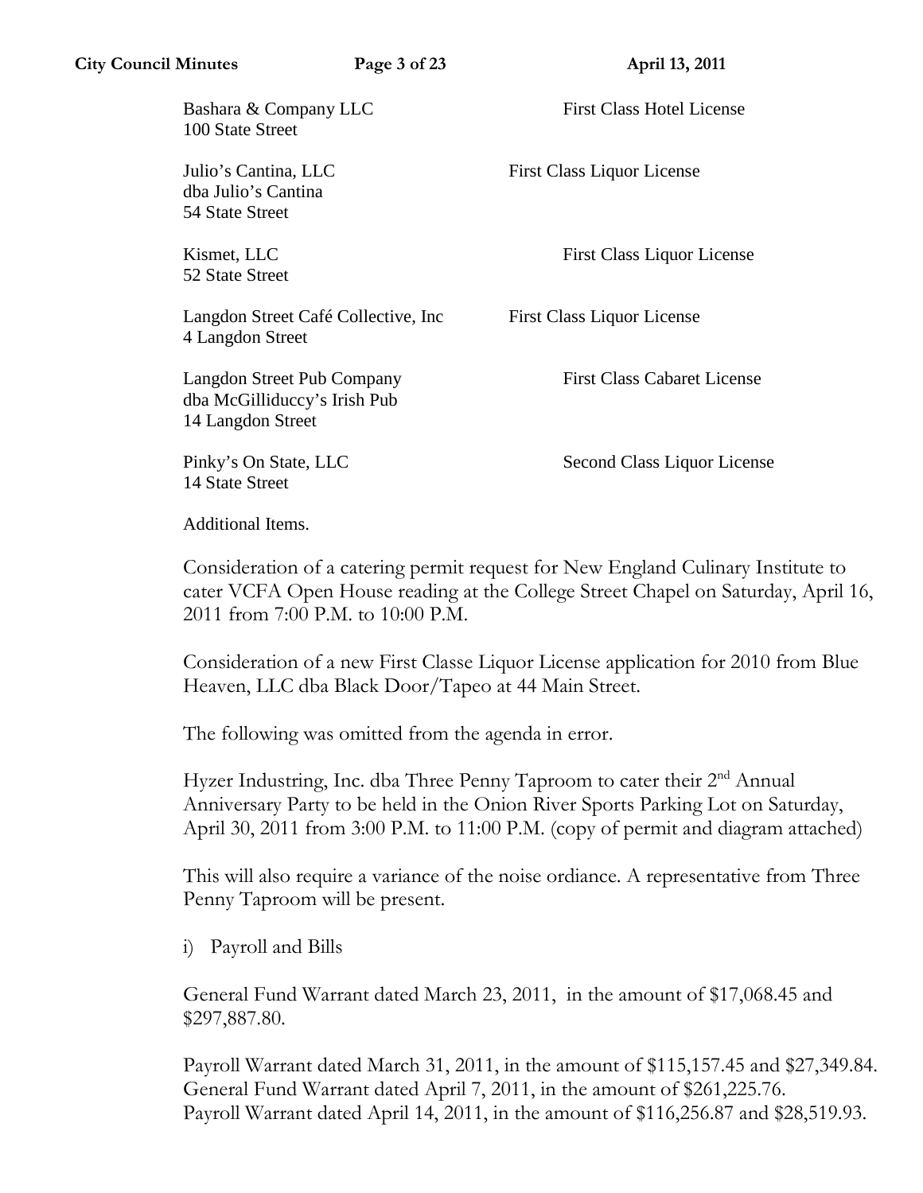Bashara & Company LLC — First Class Hotel License
100 State Street

Julio's Cantina, LLC — First Class Liquor License
dba Julio's Cantina
54 State Street

Kismet, LLC — First Class Liquor License
52 State Street

Langdon Street Café Collective, Inc — First Class Liquor License
4 Langdon Street

Langdon Street Pub Company — First Class Cabaret License
dba McGilliduccy's Irish Pub
14 Langdon Street

Pinky's On State, LLC — Second Class Liquor License
14 State Street

Additional Items.

Consideration of a catering permit request for New England Culinary Institute to cater VCFA Open House reading at the College Street Chapel on Saturday, April 16, 2011 from 7:00 P.M. to 10:00 P.M.

Consideration of a new First Classe Liquor License application for 2010 from Blue Heaven, LLC dba Black Door/Tapeo at 44 Main Street.

The following was omitted from the agenda in error.

Hyzer Industring, Inc. dba Three Penny Taproom to cater their 2nd Annual Anniversary Party to be held in the Onion River Sports Parking Lot on Saturday, April 30, 2011 from 3:00 P.M. to 11:00 P.M. (copy of permit and diagram attached)

This will also require a variance of the noise ordiance. A representative from Three Penny Taproom will be present.

i) Payroll and Bills

General Fund Warrant dated March 23, 2011, in the amount of $17,068.45 and $297,887.80.

Payroll Warrant dated March 31, 2011, in the amount of $115,157.45 and $27,349.84.
General Fund Warrant dated April 7, 2011, in the amount of $261,225.76.
Payroll Warrant dated April 14, 2011, in the amount of $116,256.87 and $28,519.93.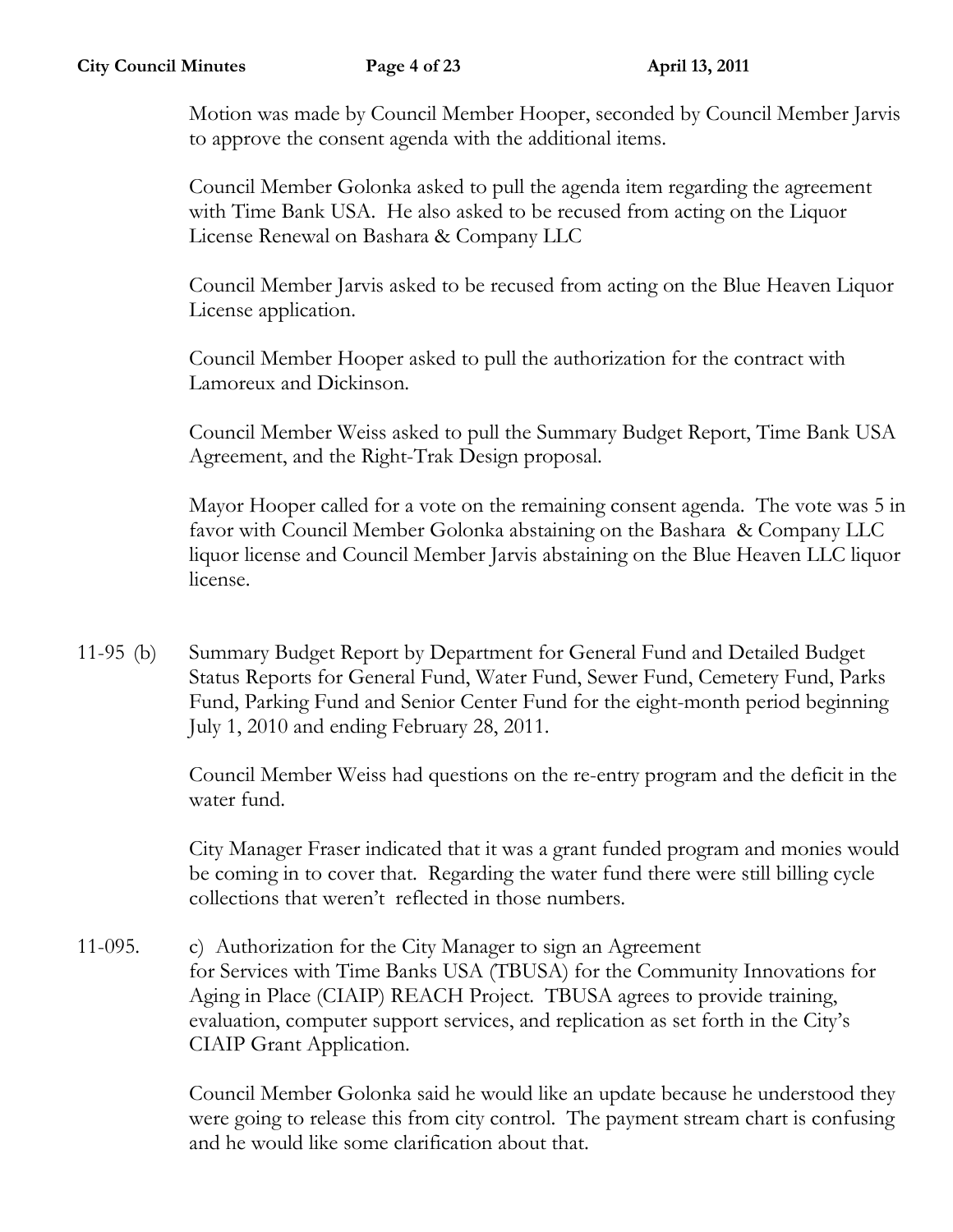Motion was made by Council Member Hooper, seconded by Council Member Jarvis to approve the consent agenda with the additional items.

Council Member Golonka asked to pull the agenda item regarding the agreement with Time Bank USA. He also asked to be recused from acting on the Liquor License Renewal on Bashara & Company LLC

Council Member Jarvis asked to be recused from acting on the Blue Heaven Liquor License application.

Council Member Hooper asked to pull the authorization for the contract with Lamoreux and Dickinson.

Council Member Weiss asked to pull the Summary Budget Report, Time Bank USA Agreement, and the Right-Trak Design proposal.

Mayor Hooper called for a vote on the remaining consent agenda. The vote was 5 in favor with Council Member Golonka abstaining on the Bashara & Company LLC liquor license and Council Member Jarvis abstaining on the Blue Heaven LLC liquor license.

11-95 (b) Summary Budget Report by Department for General Fund and Detailed Budget Status Reports for General Fund, Water Fund, Sewer Fund, Cemetery Fund, Parks Fund, Parking Fund and Senior Center Fund for the eight-month period beginning July 1, 2010 and ending February 28, 2011.

Council Member Weiss had questions on the re-entry program and the deficit in the water fund.

City Manager Fraser indicated that it was a grant funded program and monies would be coming in to cover that. Regarding the water fund there were still billing cycle collections that weren't reflected in those numbers.

11-095. c) Authorization for the City Manager to sign an Agreement for Services with Time Banks USA (TBUSA) for the Community Innovations for Aging in Place (CIAIP) REACH Project. TBUSA agrees to provide training, evaluation, computer support services, and replication as set forth in the City's CIAIP Grant Application.

Council Member Golonka said he would like an update because he understood they were going to release this from city control. The payment stream chart is confusing and he would like some clarification about that.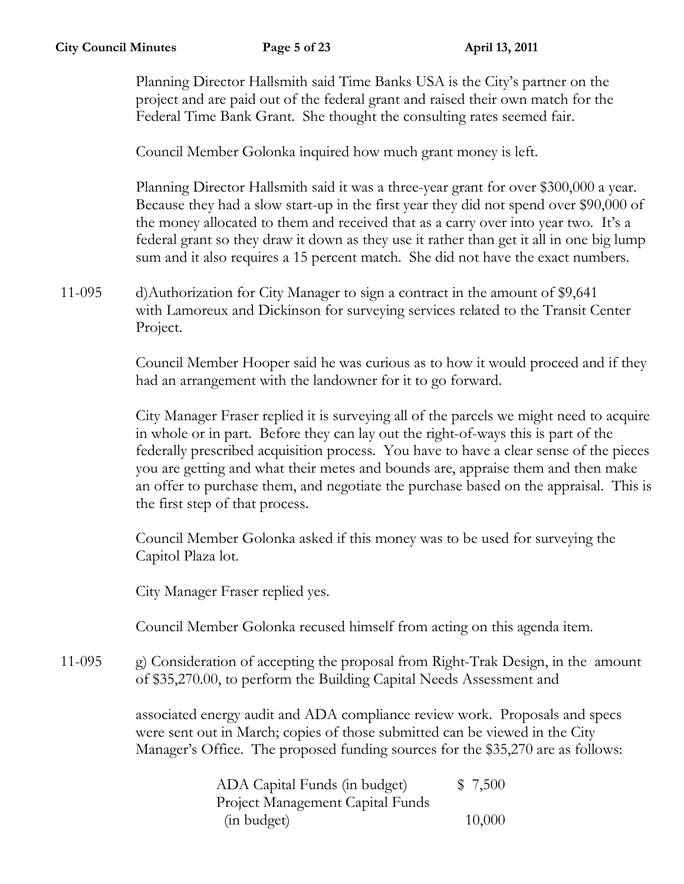Planning Director Hallsmith said Time Banks USA is the City's partner on the project and are paid out of the federal grant and raised their own match for the Federal Time Bank Grant. She thought the consulting rates seemed fair.

Council Member Golonka inquired how much grant money is left.

Planning Director Hallsmith said it was a three-year grant for over $300,000 a year. Because they had a slow start-up in the first year they did not spend over $90,000 of the money allocated to them and received that as a carry over into year two. It's a federal grant so they draw it down as they use it rather than get it all in one big lump sum and it also requires a 15 percent match. She did not have the exact numbers.

11-095 d)Authorization for City Manager to sign a contract in the amount of $9,641 with Lamoreux and Dickinson for surveying services related to the Transit Center Project.

Council Member Hooper said he was curious as to how it would proceed and if they had an arrangement with the landowner for it to go forward.

City Manager Fraser replied it is surveying all of the parcels we might need to acquire in whole or in part. Before they can lay out the right-of-ways this is part of the federally prescribed acquisition process. You have to have a clear sense of the pieces you are getting and what their metes and bounds are, appraise them and then make an offer to purchase them, and negotiate the purchase based on the appraisal. This is the first step of that process.

Council Member Golonka asked if this money was to be used for surveying the Capitol Plaza lot.

City Manager Fraser replied yes.

Council Member Golonka recused himself from acting on this agenda item.

11-095 g) Consideration of accepting the proposal from Right-Trak Design, in the amount of $35,270.00, to perform the Building Capital Needs Assessment and

associated energy audit and ADA compliance review work. Proposals and specs were sent out in March; copies of those submitted can be viewed in the City Manager's Office. The proposed funding sources for the $35,270 are as follows:

| | |
|---|---|
| ADA Capital Funds (in budget) | $ 7,500 |
| Project Management Capital Funds (in budget) | 10,000 |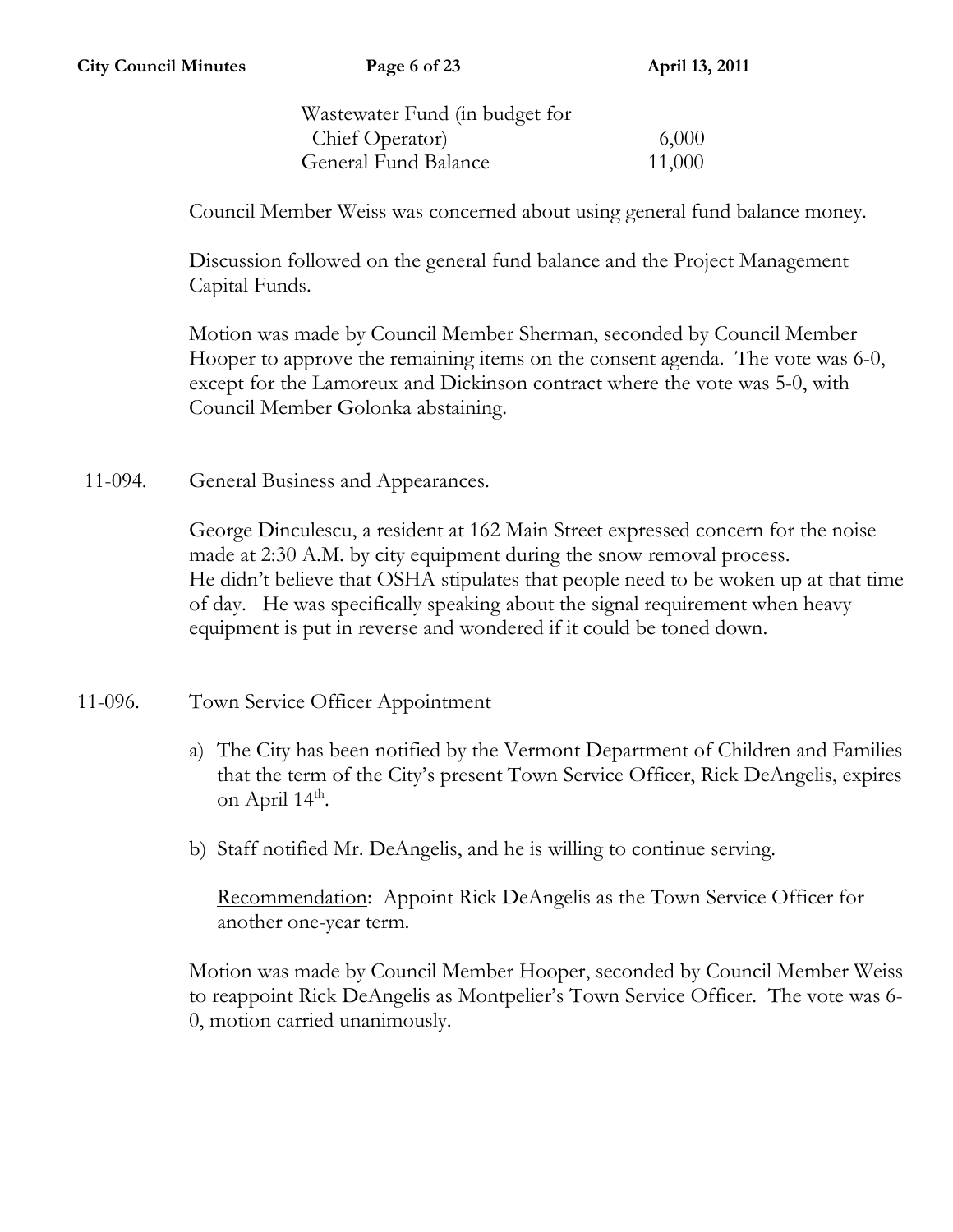| | |
|---|---|
| Wastewater Fund (in budget for Chief Operator) | 6,000 |
| General Fund Balance | 11,000 |

Council Member Weiss was concerned about using general fund balance money.

Discussion followed on the general fund balance and the Project Management Capital Funds.

Motion was made by Council Member Sherman, seconded by Council Member Hooper to approve the remaining items on the consent agenda. The vote was 6-0, except for the Lamoreux and Dickinson contract where the vote was 5-0, with Council Member Golonka abstaining.

11-094. General Business and Appearances.

George Dinculescu, a resident at 162 Main Street expressed concern for the noise made at 2:30 A.M. by city equipment during the snow removal process. He didn't believe that OSHA stipulates that people need to be woken up at that time of day. He was specifically speaking about the signal requirement when heavy equipment is put in reverse and wondered if it could be toned down.

11-096. Town Service Officer Appointment

a) The City has been notified by the Vermont Department of Children and Families that the term of the City's present Town Service Officer, Rick DeAngelis, expires on April 14th.

b) Staff notified Mr. DeAngelis, and he is willing to continue serving.

Recommendation: Appoint Rick DeAngelis as the Town Service Officer for another one-year term.

Motion was made by Council Member Hooper, seconded by Council Member Weiss to reappoint Rick DeAngelis as Montpelier's Town Service Officer. The vote was 6-0, motion carried unanimously.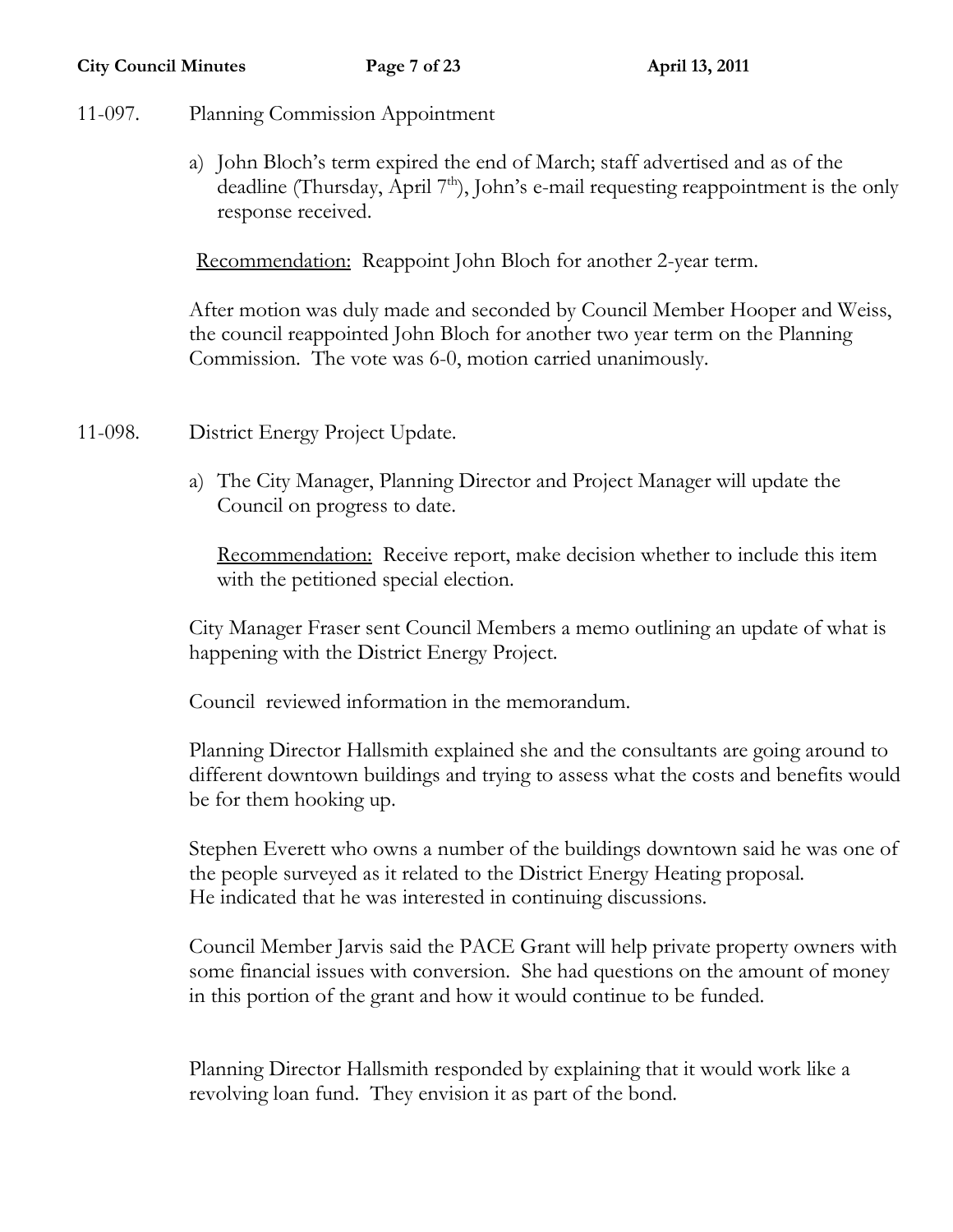11-097. Planning Commission Appointment

a) John Bloch's term expired the end of March; staff advertised and as of the deadline (Thursday, April 7th), John's e-mail requesting reappointment is the only response received.

<u>Recommendation:</u> Reappoint John Bloch for another 2-year term.

After motion was duly made and seconded by Council Member Hooper and Weiss, the council reappointed John Bloch for another two year term on the Planning Commission. The vote was 6-0, motion carried unanimously.

11-098. District Energy Project Update.

a) The City Manager, Planning Director and Project Manager will update the Council on progress to date.

<u>Recommendation:</u> Receive report, make decision whether to include this item with the petitioned special election.

City Manager Fraser sent Council Members a memo outlining an update of what is happening with the District Energy Project.

Council reviewed information in the memorandum.

Planning Director Hallsmith explained she and the consultants are going around to different downtown buildings and trying to assess what the costs and benefits would be for them hooking up.

Stephen Everett who owns a number of the buildings downtown said he was one of the people surveyed as it related to the District Energy Heating proposal. He indicated that he was interested in continuing discussions.

Council Member Jarvis said the PACE Grant will help private property owners with some financial issues with conversion. She had questions on the amount of money in this portion of the grant and how it would continue to be funded.

Planning Director Hallsmith responded by explaining that it would work like a revolving loan fund. They envision it as part of the bond.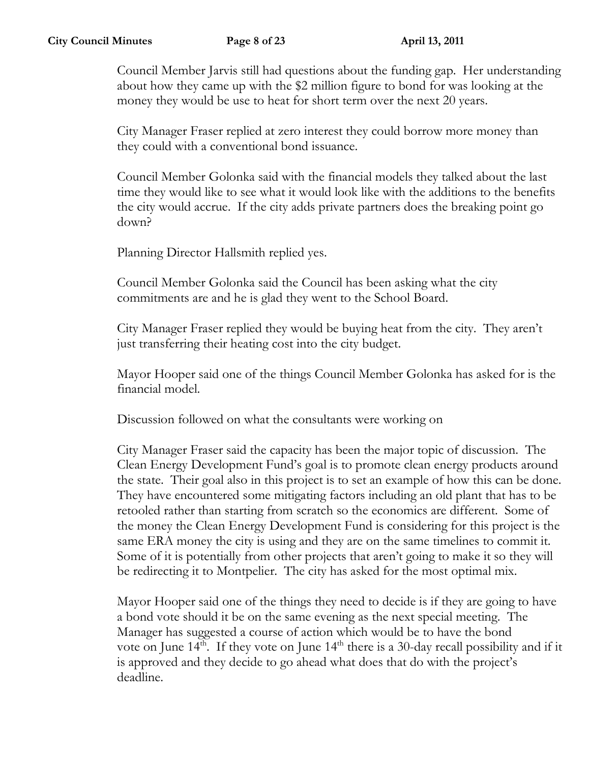Council Member Jarvis still had questions about the funding gap. Her understanding about how they came up with the $2 million figure to bond for was looking at the money they would be use to heat for short term over the next 20 years.

City Manager Fraser replied at zero interest they could borrow more money than they could with a conventional bond issuance.

Council Member Golonka said with the financial models they talked about the last time they would like to see what it would look like with the additions to the benefits the city would accrue. If the city adds private partners does the breaking point go down?

Planning Director Hallsmith replied yes.

Council Member Golonka said the Council has been asking what the city commitments are and he is glad they went to the School Board.

City Manager Fraser replied they would be buying heat from the city. They aren't just transferring their heating cost into the city budget.

Mayor Hooper said one of the things Council Member Golonka has asked for is the financial model.

Discussion followed on what the consultants were working on

City Manager Fraser said the capacity has been the major topic of discussion. The Clean Energy Development Fund's goal is to promote clean energy products around the state. Their goal also in this project is to set an example of how this can be done. They have encountered some mitigating factors including an old plant that has to be retooled rather than starting from scratch so the economics are different. Some of the money the Clean Energy Development Fund is considering for this project is the same ERA money the city is using and they are on the same timelines to commit it. Some of it is potentially from other projects that aren't going to make it so they will be redirecting it to Montpelier. The city has asked for the most optimal mix.

Mayor Hooper said one of the things they need to decide is if they are going to have a bond vote should it be on the same evening as the next special meeting. The Manager has suggested a course of action which would be to have the bond vote on June 14th. If they vote on June 14th there is a 30-day recall possibility and if it is approved and they decide to go ahead what does that do with the project's deadline.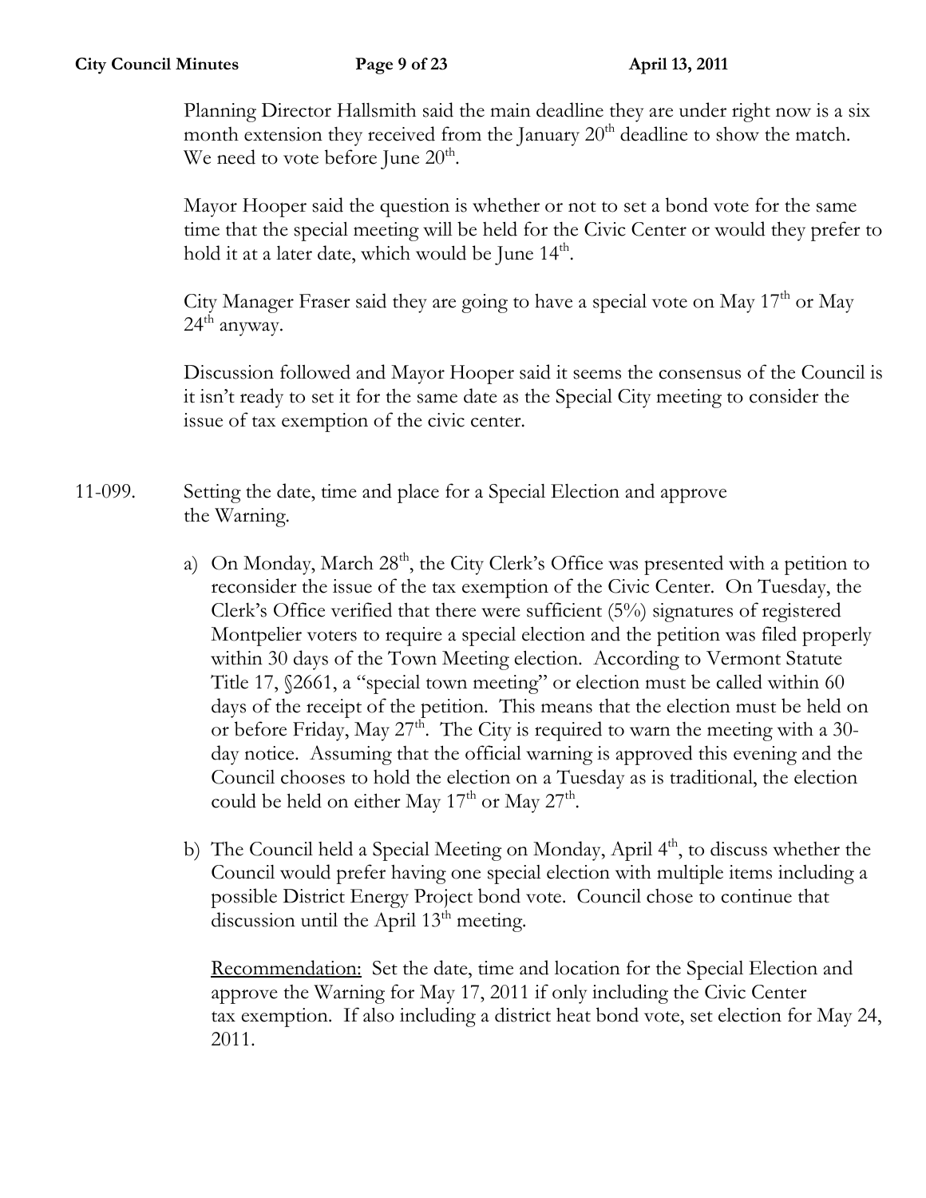Planning Director Hallsmith said the main deadline they are under right now is a six month extension they received from the January 20th deadline to show the match. We need to vote before June 20th.

Mayor Hooper said the question is whether or not to set a bond vote for the same time that the special meeting will be held for the Civic Center or would they prefer to hold it at a later date, which would be June 14th.

City Manager Fraser said they are going to have a special vote on May 17th or May 24th anyway.

Discussion followed and Mayor Hooper said it seems the consensus of the Council is it isn't ready to set it for the same date as the Special City meeting to consider the issue of tax exemption of the civic center.

11-099. Setting the date, time and place for a Special Election and approve the Warning.

a) On Monday, March 28th, the City Clerk's Office was presented with a petition to reconsider the issue of the tax exemption of the Civic Center. On Tuesday, the Clerk's Office verified that there were sufficient (5%) signatures of registered Montpelier voters to require a special election and the petition was filed properly within 30 days of the Town Meeting election. According to Vermont Statute Title 17, §2661, a "special town meeting" or election must be called within 60 days of the receipt of the petition. This means that the election must be held on or before Friday, May 27th. The City is required to warn the meeting with a 30-day notice. Assuming that the official warning is approved this evening and the Council chooses to hold the election on a Tuesday as is traditional, the election could be held on either May 17th or May 27th.

b) The Council held a Special Meeting on Monday, April 4th, to discuss whether the Council would prefer having one special election with multiple items including a possible District Energy Project bond vote. Council chose to continue that discussion until the April 13th meeting.

<u>Recommendation:</u> Set the date, time and location for the Special Election and approve the Warning for May 17, 2011 if only including the Civic Center tax exemption. If also including a district heat bond vote, set election for May 24, 2011.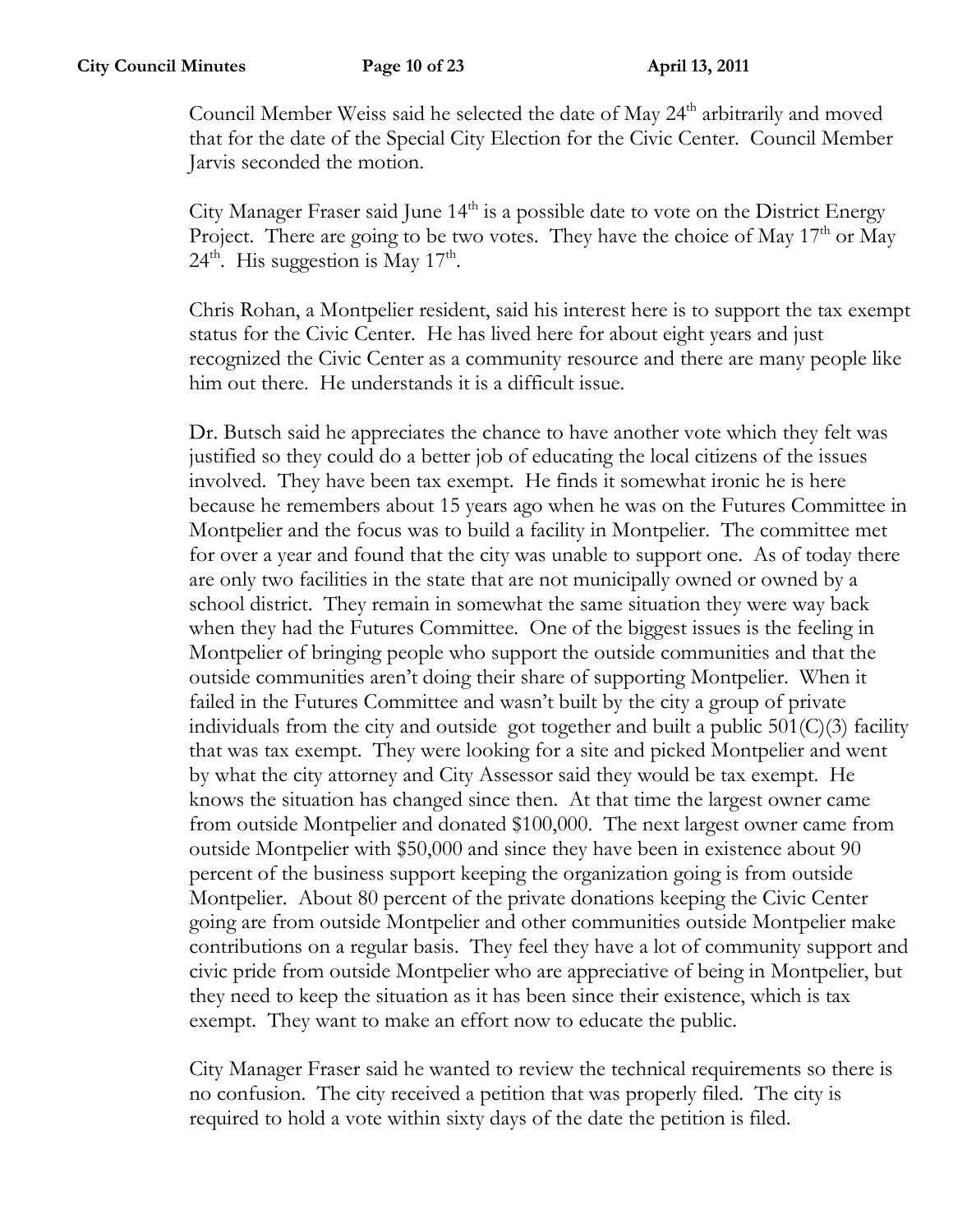Council Member Weiss said he selected the date of May 24th arbitrarily and moved that for the date of the Special City Election for the Civic Center. Council Member Jarvis seconded the motion.

City Manager Fraser said June 14th is a possible date to vote on the District Energy Project. There are going to be two votes. They have the choice of May 17th or May 24th. His suggestion is May 17th.

Chris Rohan, a Montpelier resident, said his interest here is to support the tax exempt status for the Civic Center. He has lived here for about eight years and just recognized the Civic Center as a community resource and there are many people like him out there. He understands it is a difficult issue.

Dr. Butsch said he appreciates the chance to have another vote which they felt was justified so they could do a better job of educating the local citizens of the issues involved. They have been tax exempt. He finds it somewhat ironic he is here because he remembers about 15 years ago when he was on the Futures Committee in Montpelier and the focus was to build a facility in Montpelier. The committee met for over a year and found that the city was unable to support one. As of today there are only two facilities in the state that are not municipally owned or owned by a school district. They remain in somewhat the same situation they were way back when they had the Futures Committee. One of the biggest issues is the feeling in Montpelier of bringing people who support the outside communities and that the outside communities aren't doing their share of supporting Montpelier. When it failed in the Futures Committee and wasn't built by the city a group of private individuals from the city and outside got together and built a public 501(C)(3) facility that was tax exempt. They were looking for a site and picked Montpelier and went by what the city attorney and City Assessor said they would be tax exempt. He knows the situation has changed since then. At that time the largest owner came from outside Montpelier and donated $100,000. The next largest owner came from outside Montpelier with $50,000 and since they have been in existence about 90 percent of the business support keeping the organization going is from outside Montpelier. About 80 percent of the private donations keeping the Civic Center going are from outside Montpelier and other communities outside Montpelier make contributions on a regular basis. They feel they have a lot of community support and civic pride from outside Montpelier who are appreciative of being in Montpelier, but they need to keep the situation as it has been since their existence, which is tax exempt. They want to make an effort now to educate the public.

City Manager Fraser said he wanted to review the technical requirements so there is no confusion. The city received a petition that was properly filed. The city is required to hold a vote within sixty days of the date the petition is filed.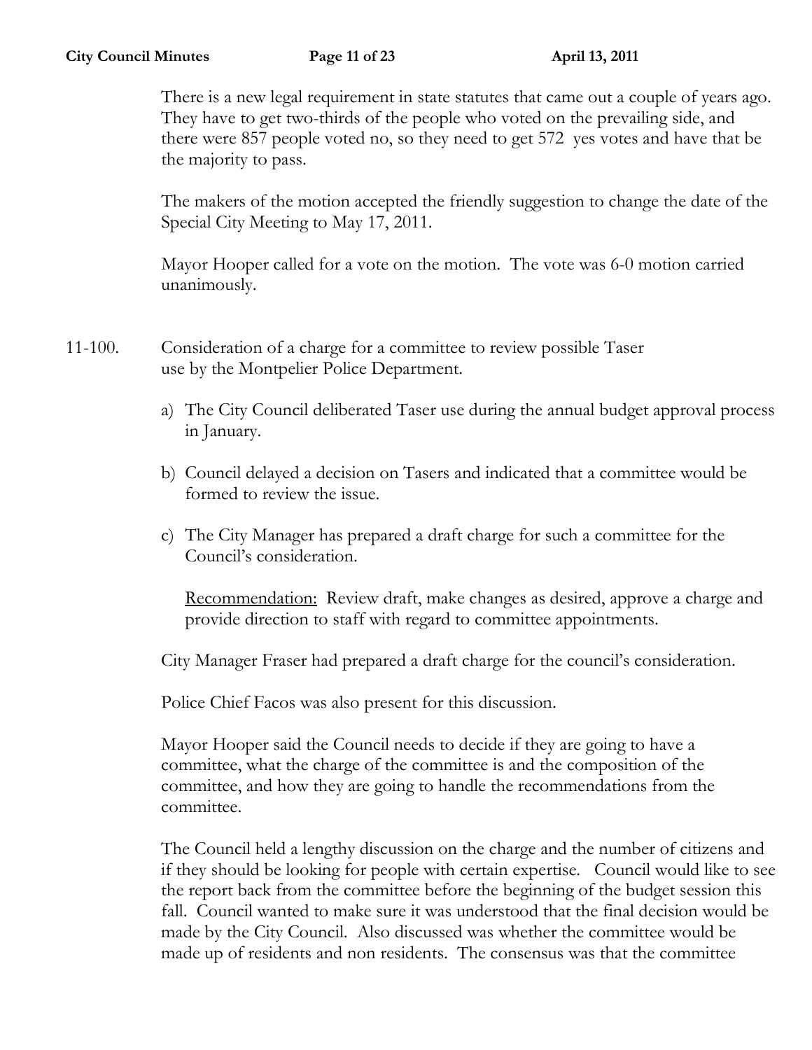There is a new legal requirement in state statutes that came out a couple of years ago. They have to get two-thirds of the people who voted on the prevailing side, and there were 857 people voted no, so they need to get 572 yes votes and have that be the majority to pass.

The makers of the motion accepted the friendly suggestion to change the date of the Special City Meeting to May 17, 2011.

Mayor Hooper called for a vote on the motion. The vote was 6-0 motion carried unanimously.

11-100. Consideration of a charge for a committee to review possible Taser use by the Montpelier Police Department.

a) The City Council deliberated Taser use during the annual budget approval process in January.

b) Council delayed a decision on Tasers and indicated that a committee would be formed to review the issue.

c) The City Manager has prepared a draft charge for such a committee for the Council's consideration.

<u>Recommendation:</u> Review draft, make changes as desired, approve a charge and provide direction to staff with regard to committee appointments.

City Manager Fraser had prepared a draft charge for the council's consideration.

Police Chief Facos was also present for this discussion.

Mayor Hooper said the Council needs to decide if they are going to have a committee, what the charge of the committee is and the composition of the committee, and how they are going to handle the recommendations from the committee.

The Council held a lengthy discussion on the charge and the number of citizens and if they should be looking for people with certain expertise. Council would like to see the report back from the committee before the beginning of the budget session this fall. Council wanted to make sure it was understood that the final decision would be made by the City Council. Also discussed was whether the committee would be made up of residents and non residents. The consensus was that the committee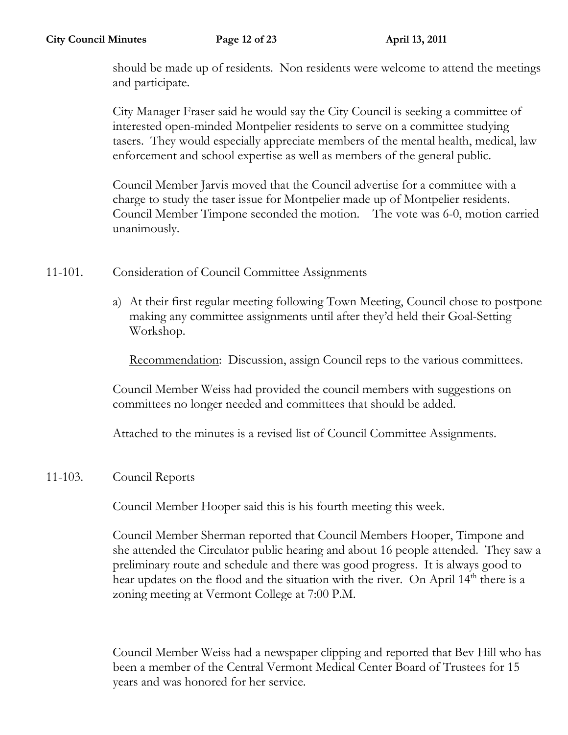should be made up of residents. Non residents were welcome to attend the meetings and participate.

City Manager Fraser said he would say the City Council is seeking a committee of interested open-minded Montpelier residents to serve on a committee studying tasers. They would especially appreciate members of the mental health, medical, law enforcement and school expertise as well as members of the general public.

Council Member Jarvis moved that the Council advertise for a committee with a charge to study the taser issue for Montpelier made up of Montpelier residents. Council Member Timpone seconded the motion. The vote was 6-0, motion carried unanimously.

11-101. Consideration of Council Committee Assignments

a) At their first regular meeting following Town Meeting, Council chose to postpone making any committee assignments until after they'd held their Goal-Setting Workshop.

   Recommendation: Discussion, assign Council reps to the various committees.

Council Member Weiss had provided the council members with suggestions on committees no longer needed and committees that should be added.

Attached to the minutes is a revised list of Council Committee Assignments.

11-103. Council Reports

Council Member Hooper said this is his fourth meeting this week.

Council Member Sherman reported that Council Members Hooper, Timpone and she attended the Circulator public hearing and about 16 people attended. They saw a preliminary route and schedule and there was good progress. It is always good to hear updates on the flood and the situation with the river. On April 14th there is a zoning meeting at Vermont College at 7:00 P.M.

Council Member Weiss had a newspaper clipping and reported that Bev Hill who has been a member of the Central Vermont Medical Center Board of Trustees for 15 years and was honored for her service.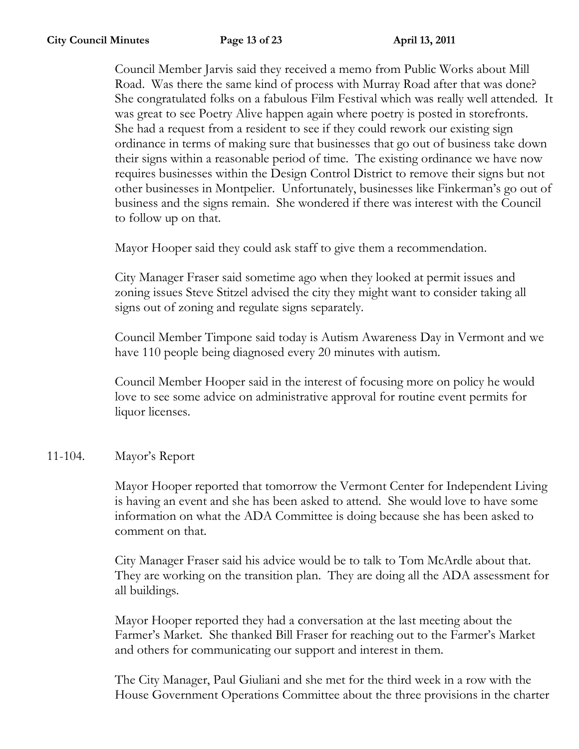Council Member Jarvis said they received a memo from Public Works about Mill Road. Was there the same kind of process with Murray Road after that was done? She congratulated folks on a fabulous Film Festival which was really well attended. It was great to see Poetry Alive happen again where poetry is posted in storefronts. She had a request from a resident to see if they could rework our existing sign ordinance in terms of making sure that businesses that go out of business take down their signs within a reasonable period of time. The existing ordinance we have now requires businesses within the Design Control District to remove their signs but not other businesses in Montpelier. Unfortunately, businesses like Finkerman's go out of business and the signs remain. She wondered if there was interest with the Council to follow up on that.

Mayor Hooper said they could ask staff to give them a recommendation.

City Manager Fraser said sometime ago when they looked at permit issues and zoning issues Steve Stitzel advised the city they might want to consider taking all signs out of zoning and regulate signs separately.

Council Member Timpone said today is Autism Awareness Day in Vermont and we have 110 people being diagnosed every 20 minutes with autism.

Council Member Hooper said in the interest of focusing more on policy he would love to see some advice on administrative approval for routine event permits for liquor licenses.

11-104. Mayor's Report

Mayor Hooper reported that tomorrow the Vermont Center for Independent Living is having an event and she has been asked to attend. She would love to have some information on what the ADA Committee is doing because she has been asked to comment on that.

City Manager Fraser said his advice would be to talk to Tom McArdle about that. They are working on the transition plan. They are doing all the ADA assessment for all buildings.

Mayor Hooper reported they had a conversation at the last meeting about the Farmer's Market. She thanked Bill Fraser for reaching out to the Farmer's Market and others for communicating our support and interest in them.

The City Manager, Paul Giuliani and she met for the third week in a row with the House Government Operations Committee about the three provisions in the charter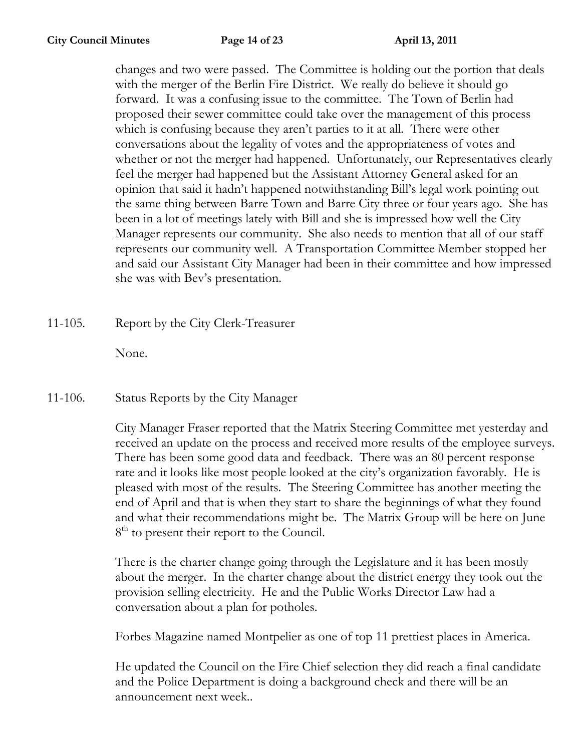changes and two were passed. The Committee is holding out the portion that deals with the merger of the Berlin Fire District. We really do believe it should go forward. It was a confusing issue to the committee. The Town of Berlin had proposed their sewer committee could take over the management of this process which is confusing because they aren't parties to it at all. There were other conversations about the legality of votes and the appropriateness of votes and whether or not the merger had happened. Unfortunately, our Representatives clearly feel the merger had happened but the Assistant Attorney General asked for an opinion that said it hadn't happened notwithstanding Bill's legal work pointing out the same thing between Barre Town and Barre City three or four years ago. She has been in a lot of meetings lately with Bill and she is impressed how well the City Manager represents our community. She also needs to mention that all of our staff represents our community well. A Transportation Committee Member stopped her and said our Assistant City Manager had been in their committee and how impressed she was with Bev's presentation.

11-105. Report by the City Clerk-Treasurer

None.

11-106. Status Reports by the City Manager

City Manager Fraser reported that the Matrix Steering Committee met yesterday and received an update on the process and received more results of the employee surveys. There has been some good data and feedback. There was an 80 percent response rate and it looks like most people looked at the city's organization favorably. He is pleased with most of the results. The Steering Committee has another meeting the end of April and that is when they start to share the beginnings of what they found and what their recommendations might be. The Matrix Group will be here on June 8th to present their report to the Council.

There is the charter change going through the Legislature and it has been mostly about the merger. In the charter change about the district energy they took out the provision selling electricity. He and the Public Works Director Law had a conversation about a plan for potholes.

Forbes Magazine named Montpelier as one of top 11 prettiest places in America.

He updated the Council on the Fire Chief selection they did reach a final candidate and the Police Department is doing a background check and there will be an announcement next week..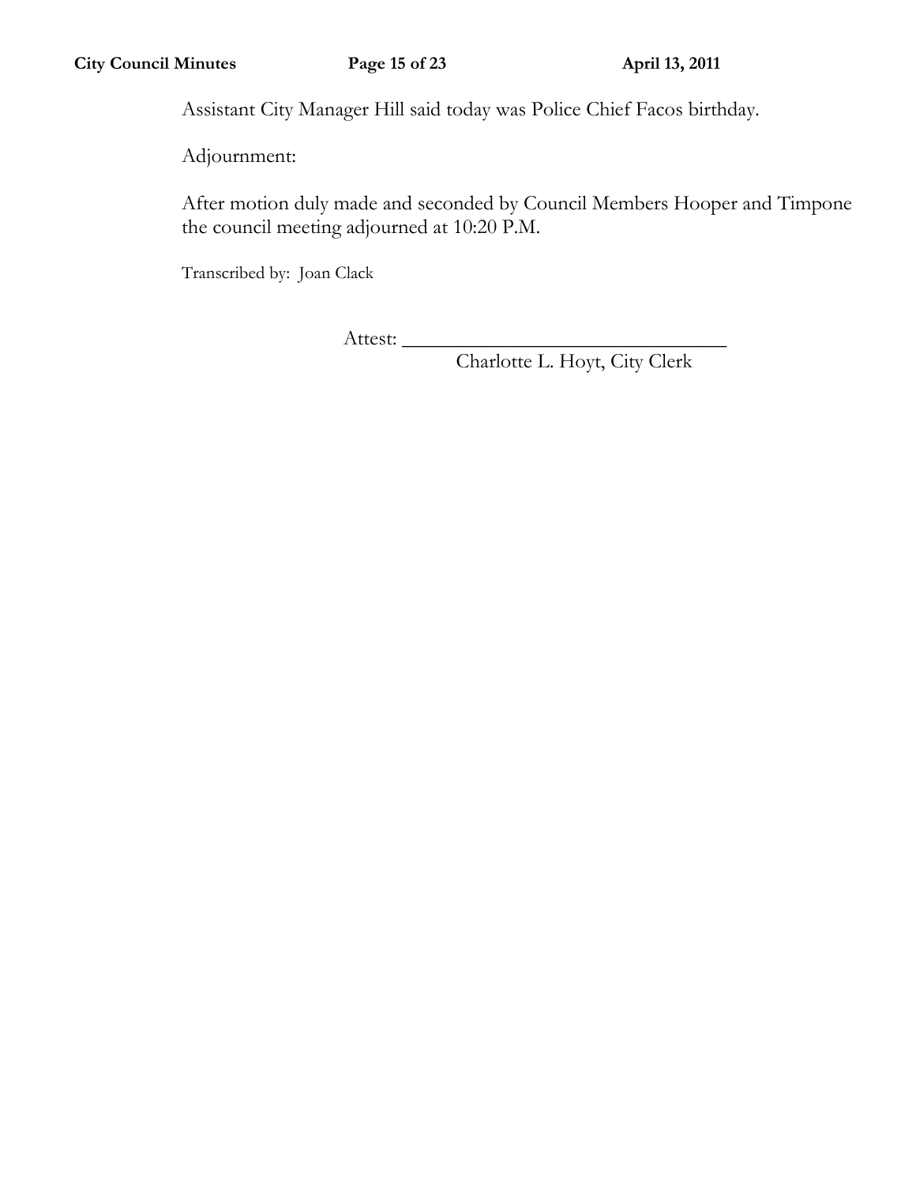Assistant City Manager Hill said today was Police Chief Facos birthday.

Adjournment:

After motion duly made and seconded by Council Members Hooper and Timpone the council meeting adjourned at 10:20 P.M.

Transcribed by: Joan Clack

Attest: ________________________________
Charlotte L. Hoyt, City Clerk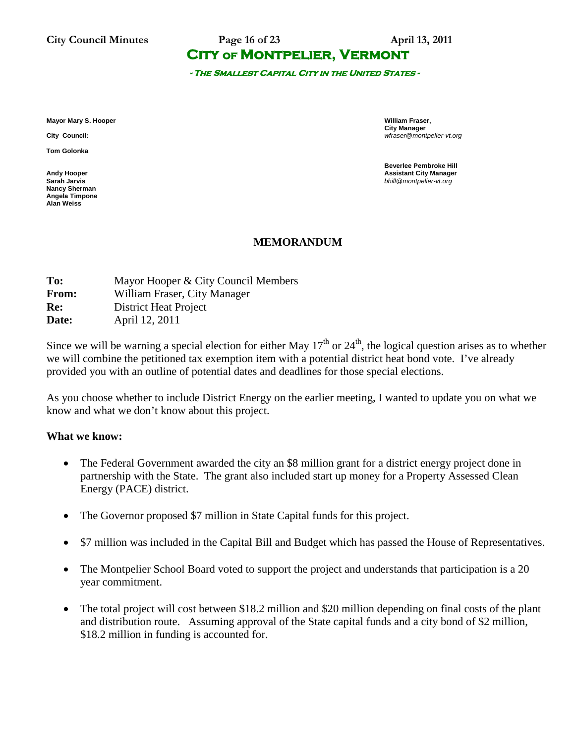# CITY OF MONTPELIER, VERMONT

*- THE SMALLEST CAPITAL CITY IN THE UNITED STATES -*

**Mayor Mary S. Hooper**

**City Council:**

**Tom Golonka**

**Andy Hooper**
**Sarah Jarvis**
**Nancy Sherman**
**Angela Timpone**
**Alan Weiss**

**William Fraser,**
**City Manager**
*wfraser@montpelier-vt.org*

**Beverlee Pembroke Hill**
**Assistant City Manager**
*bhill@montpelier-vt.org*

## MEMORANDUM

**To:** Mayor Hooper & City Council Members
**From:** William Fraser, City Manager
**Re:** District Heat Project
**Date:** April 12, 2011

Since we will be warning a special election for either May 17th or 24th, the logical question arises as to whether we will combine the petitioned tax exemption item with a potential district heat bond vote. I've already provided you with an outline of potential dates and deadlines for those special elections.

As you choose whether to include District Energy on the earlier meeting, I wanted to update you on what we know and what we don't know about this project.

### What we know:

- The Federal Government awarded the city an $8 million grant for a district energy project done in partnership with the State. The grant also included start up money for a Property Assessed Clean Energy (PACE) district.
- The Governor proposed $7 million in State Capital funds for this project.
- $7 million was included in the Capital Bill and Budget which has passed the House of Representatives.
- The Montpelier School Board voted to support the project and understands that participation is a 20 year commitment.
- The total project will cost between $18.2 million and $20 million depending on final costs of the plant and distribution route. Assuming approval of the State capital funds and a city bond of $2 million, $18.2 million in funding is accounted for.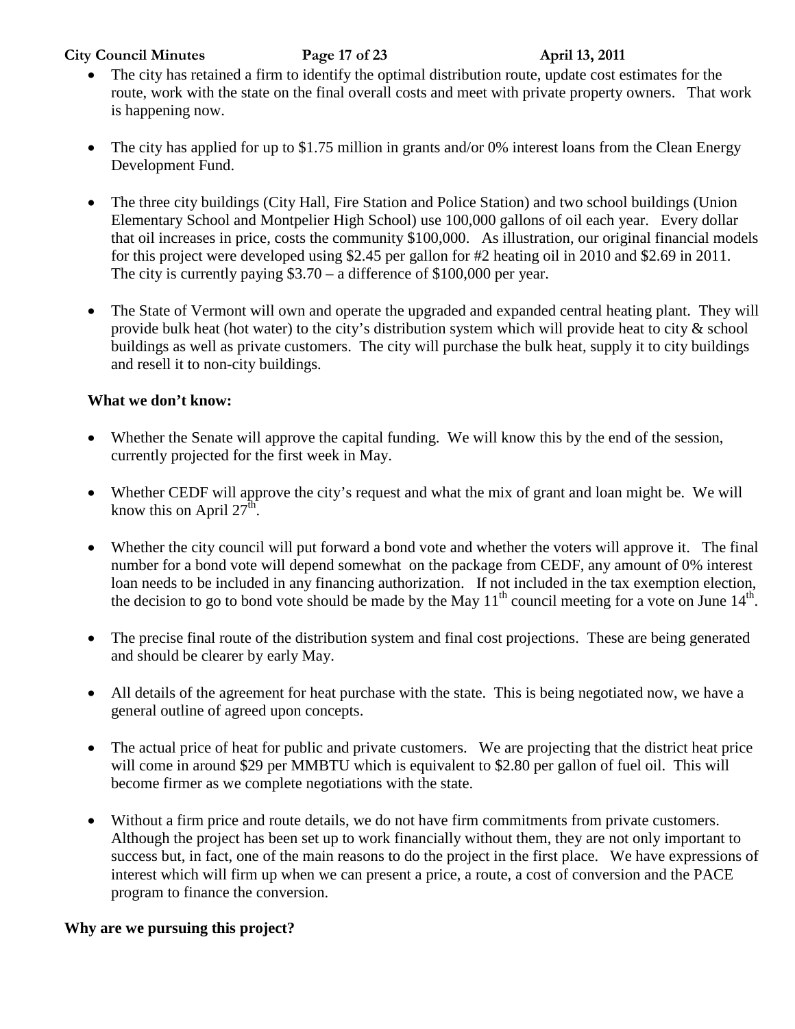- The city has retained a firm to identify the optimal distribution route, update cost estimates for the route, work with the state on the final overall costs and meet with private property owners. That work is happening now.

- The city has applied for up to $1.75 million in grants and/or 0% interest loans from the Clean Energy Development Fund.

- The three city buildings (City Hall, Fire Station and Police Station) and two school buildings (Union Elementary School and Montpelier High School) use 100,000 gallons of oil each year. Every dollar that oil increases in price, costs the community $100,000. As illustration, our original financial models for this project were developed using $2.45 per gallon for #2 heating oil in 2010 and $2.69 in 2011. The city is currently paying $3.70 – a difference of $100,000 per year.

- The State of Vermont will own and operate the upgraded and expanded central heating plant. They will provide bulk heat (hot water) to the city's distribution system which will provide heat to city & school buildings as well as private customers. The city will purchase the bulk heat, supply it to city buildings and resell it to non-city buildings.

**What we don't know:**

- Whether the Senate will approve the capital funding. We will know this by the end of the session, currently projected for the first week in May.

- Whether CEDF will approve the city's request and what the mix of grant and loan might be. We will know this on April 27th.

- Whether the city council will put forward a bond vote and whether the voters will approve it. The final number for a bond vote will depend somewhat on the package from CEDF, any amount of 0% interest loan needs to be included in any financing authorization. If not included in the tax exemption election, the decision to go to bond vote should be made by the May 11th council meeting for a vote on June 14th.

- The precise final route of the distribution system and final cost projections. These are being generated and should be clearer by early May.

- All details of the agreement for heat purchase with the state. This is being negotiated now, we have a general outline of agreed upon concepts.

- The actual price of heat for public and private customers. We are projecting that the district heat price will come in around $29 per MMBTU which is equivalent to $2.80 per gallon of fuel oil. This will become firmer as we complete negotiations with the state.

- Without a firm price and route details, we do not have firm commitments from private customers. Although the project has been set up to work financially without them, they are not only important to success but, in fact, one of the main reasons to do the project in the first place. We have expressions of interest which will firm up when we can present a price, a route, a cost of conversion and the PACE program to finance the conversion.

**Why are we pursuing this project?**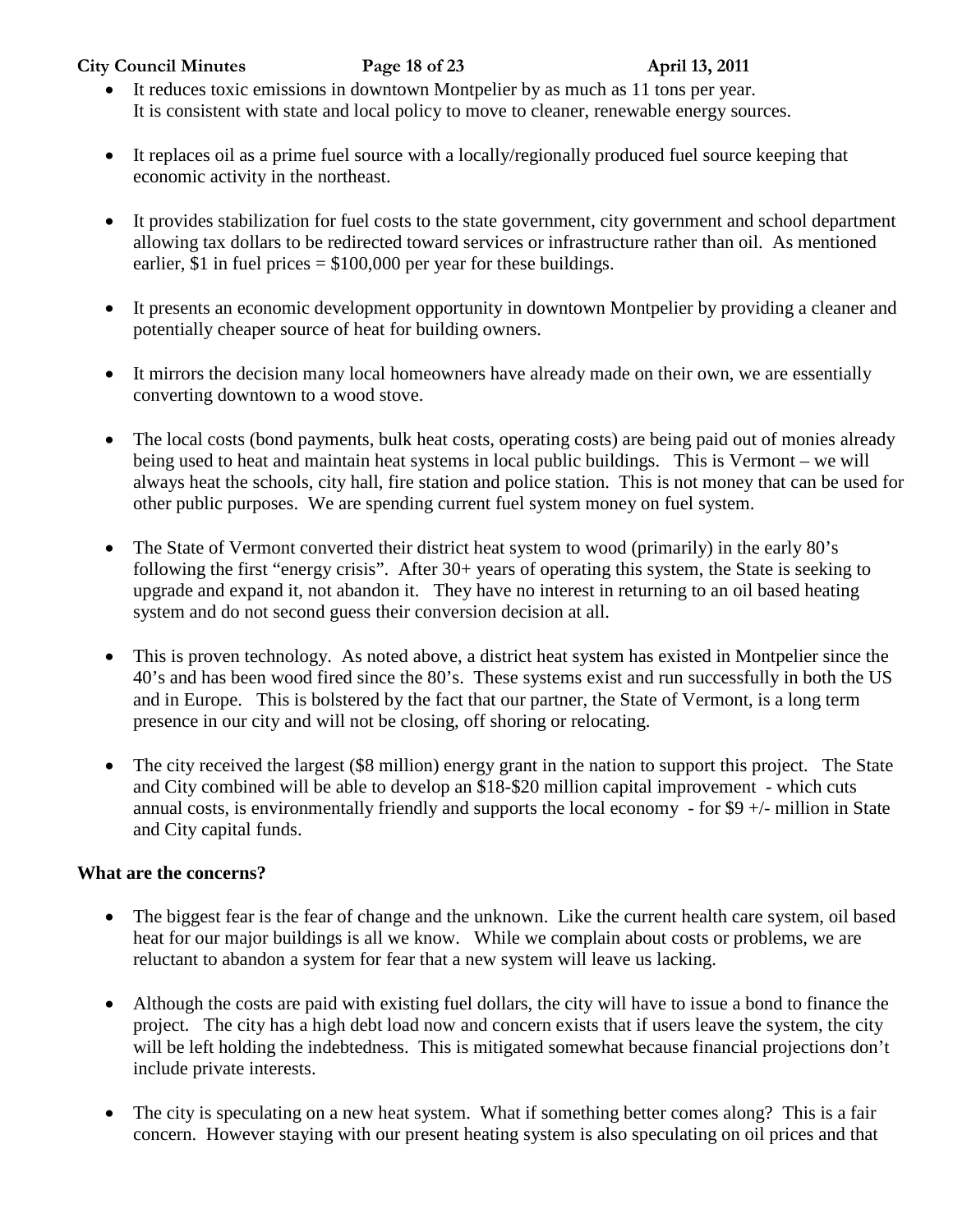- It reduces toxic emissions in downtown Montpelier by as much as 11 tons per year. It is consistent with state and local policy to move to cleaner, renewable energy sources.

- It replaces oil as a prime fuel source with a locally/regionally produced fuel source keeping that economic activity in the northeast.

- It provides stabilization for fuel costs to the state government, city government and school department allowing tax dollars to be redirected toward services or infrastructure rather than oil. As mentioned earlier, $1 in fuel prices = $100,000 per year for these buildings.

- It presents an economic development opportunity in downtown Montpelier by providing a cleaner and potentially cheaper source of heat for building owners.

- It mirrors the decision many local homeowners have already made on their own, we are essentially converting downtown to a wood stove.

- The local costs (bond payments, bulk heat costs, operating costs) are being paid out of monies already being used to heat and maintain heat systems in local public buildings. This is Vermont – we will always heat the schools, city hall, fire station and police station. This is not money that can be used for other public purposes. We are spending current fuel system money on fuel system.

- The State of Vermont converted their district heat system to wood (primarily) in the early 80's following the first "energy crisis". After 30+ years of operating this system, the State is seeking to upgrade and expand it, not abandon it. They have no interest in returning to an oil based heating system and do not second guess their conversion decision at all.

- This is proven technology. As noted above, a district heat system has existed in Montpelier since the 40's and has been wood fired since the 80's. These systems exist and run successfully in both the US and in Europe. This is bolstered by the fact that our partner, the State of Vermont, is a long term presence in our city and will not be closing, off shoring or relocating.

- The city received the largest ($8 million) energy grant in the nation to support this project. The State and City combined will be able to develop an $18-$20 million capital improvement - which cuts annual costs, is environmentally friendly and supports the local economy - for $9 +/- million in State and City capital funds.

**What are the concerns?**

- The biggest fear is the fear of change and the unknown. Like the current health care system, oil based heat for our major buildings is all we know. While we complain about costs or problems, we are reluctant to abandon a system for fear that a new system will leave us lacking.

- Although the costs are paid with existing fuel dollars, the city will have to issue a bond to finance the project. The city has a high debt load now and concern exists that if users leave the system, the city will be left holding the indebtedness. This is mitigated somewhat because financial projections don't include private interests.

- The city is speculating on a new heat system. What if something better comes along? This is a fair concern. However staying with our present heating system is also speculating on oil prices and that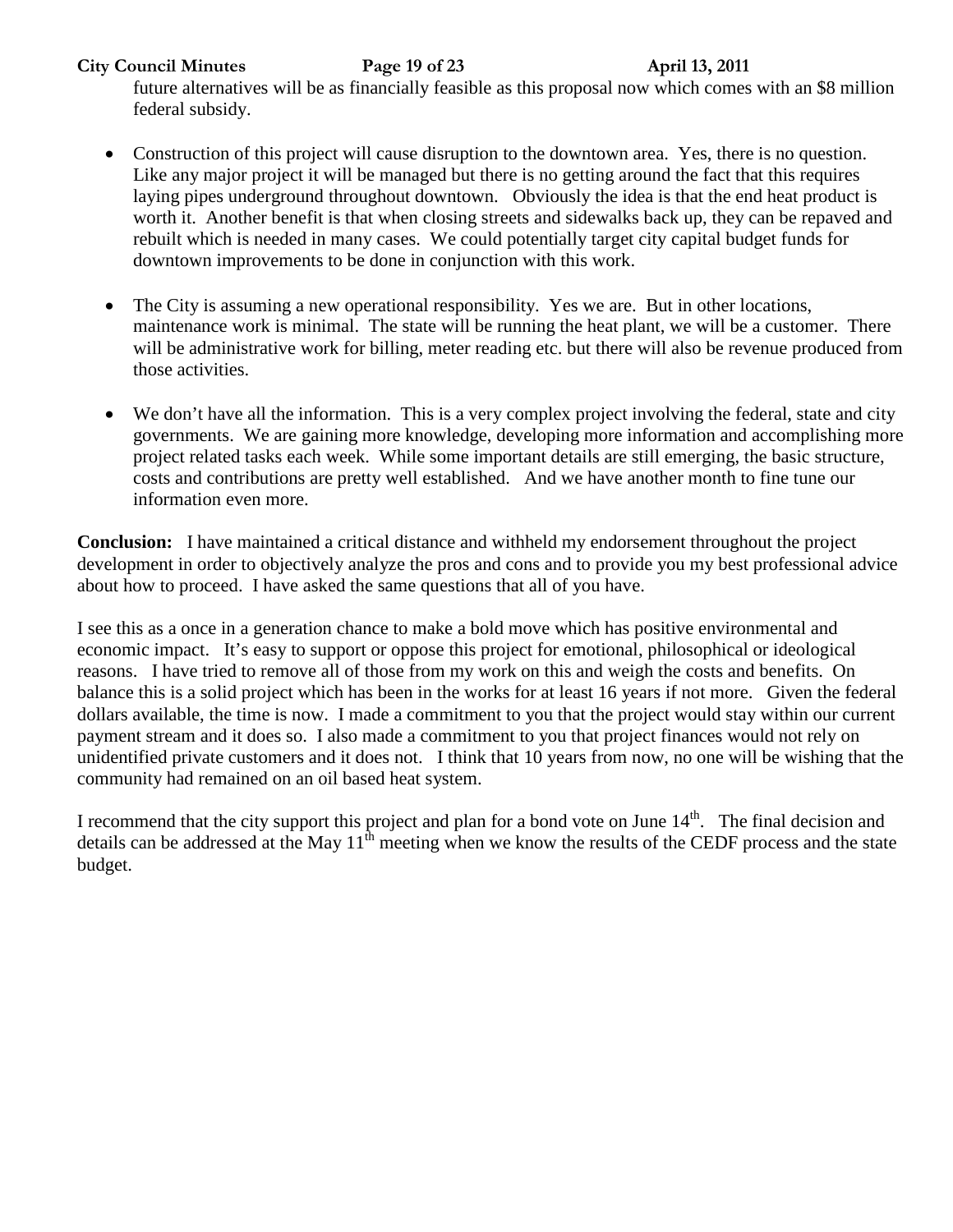future alternatives will be as financially feasible as this proposal now which comes with an $8 million federal subsidy.

- Construction of this project will cause disruption to the downtown area. Yes, there is no question. Like any major project it will be managed but there is no getting around the fact that this requires laying pipes underground throughout downtown. Obviously the idea is that the end heat product is worth it. Another benefit is that when closing streets and sidewalks back up, they can be repaved and rebuilt which is needed in many cases. We could potentially target city capital budget funds for downtown improvements to be done in conjunction with this work.

- The City is assuming a new operational responsibility. Yes we are. But in other locations, maintenance work is minimal. The state will be running the heat plant, we will be a customer. There will be administrative work for billing, meter reading etc. but there will also be revenue produced from those activities.

- We don't have all the information. This is a very complex project involving the federal, state and city governments. We are gaining more knowledge, developing more information and accomplishing more project related tasks each week. While some important details are still emerging, the basic structure, costs and contributions are pretty well established. And we have another month to fine tune our information even more.

**Conclusion:** I have maintained a critical distance and withheld my endorsement throughout the project development in order to objectively analyze the pros and cons and to provide you my best professional advice about how to proceed. I have asked the same questions that all of you have.

I see this as a once in a generation chance to make a bold move which has positive environmental and economic impact. It's easy to support or oppose this project for emotional, philosophical or ideological reasons. I have tried to remove all of those from my work on this and weigh the costs and benefits. On balance this is a solid project which has been in the works for at least 16 years if not more. Given the federal dollars available, the time is now. I made a commitment to you that the project would stay within our current payment stream and it does so. I also made a commitment to you that project finances would not rely on unidentified private customers and it does not. I think that 10 years from now, no one will be wishing that the community had remained on an oil based heat system.

I recommend that the city support this project and plan for a bond vote on June 14th. The final decision and details can be addressed at the May 11th meeting when we know the results of the CEDF process and the state budget.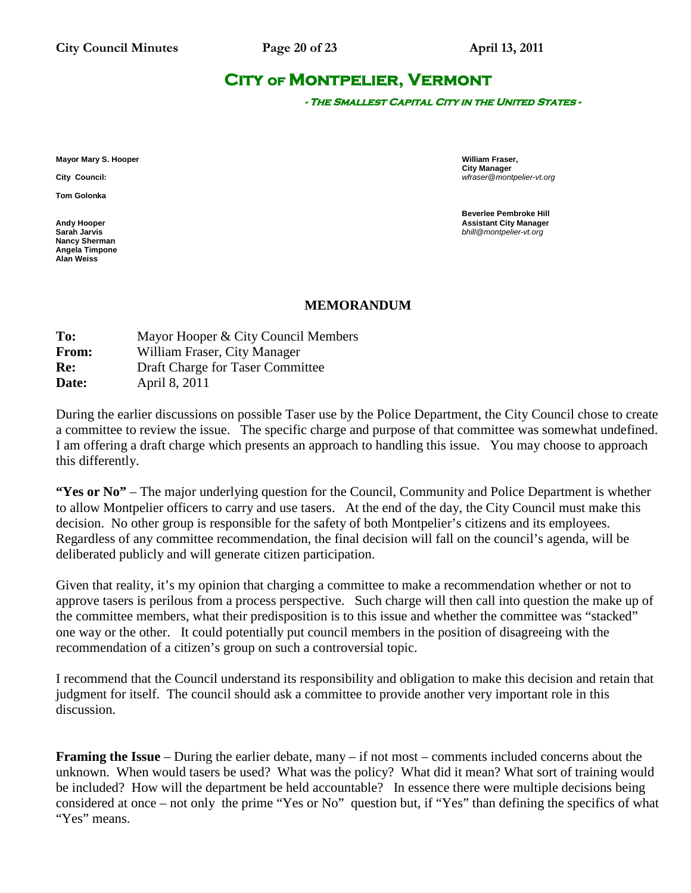# CITY OF MONTPELIER, VERMONT

**- THE SMALLEST CAPITAL CITY IN THE UNITED STATES -**

**Mayor Mary S. Hooper**

**City Council:**

**Tom Golonka**

**Andy Hooper**
**Sarah Jarvis**
**Nancy Sherman**
**Angela Timpone**
**Alan Weiss**

**William Fraser,**
**City Manager**
*wfraser@montpelier-vt.org*

**Beverlee Pembroke Hill**
**Assistant City Manager**
*bhill@montpelier-vt.org*

## MEMORANDUM

**To:** Mayor Hooper & City Council Members
**From:** William Fraser, City Manager
**Re:** Draft Charge for Taser Committee
**Date:** April 8, 2011

During the earlier discussions on possible Taser use by the Police Department, the City Council chose to create a committee to review the issue. The specific charge and purpose of that committee was somewhat undefined. I am offering a draft charge which presents an approach to handling this issue. You may choose to approach this differently.

**"Yes or No"** – The major underlying question for the Council, Community and Police Department is whether to allow Montpelier officers to carry and use tasers. At the end of the day, the City Council must make this decision. No other group is responsible for the safety of both Montpelier's citizens and its employees. Regardless of any committee recommendation, the final decision will fall on the council's agenda, will be deliberated publicly and will generate citizen participation.

Given that reality, it's my opinion that charging a committee to make a recommendation whether or not to approve tasers is perilous from a process perspective. Such charge will then call into question the make up of the committee members, what their predisposition is to this issue and whether the committee was "stacked" one way or the other. It could potentially put council members in the position of disagreeing with the recommendation of a citizen's group on such a controversial topic.

I recommend that the Council understand its responsibility and obligation to make this decision and retain that judgment for itself. The council should ask a committee to provide another very important role in this discussion.

**Framing the Issue** – During the earlier debate, many – if not most – comments included concerns about the unknown. When would tasers be used? What was the policy? What did it mean? What sort of training would be included? How will the department be held accountable? In essence there were multiple decisions being considered at once – not only the prime "Yes or No" question but, if "Yes" than defining the specifics of what "Yes" means.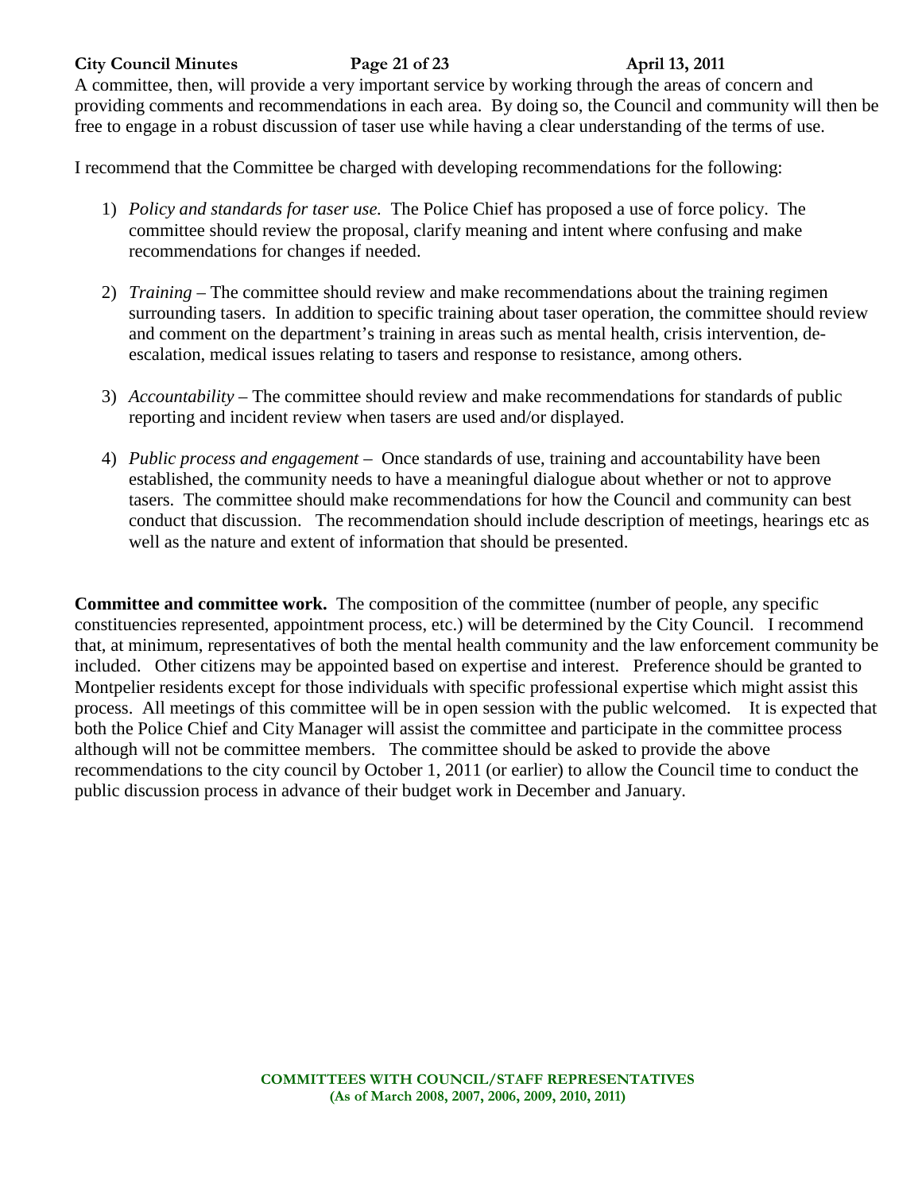A committee, then, will provide a very important service by working through the areas of concern and providing comments and recommendations in each area. By doing so, the Council and community will then be free to engage in a robust discussion of taser use while having a clear understanding of the terms of use.

I recommend that the Committee be charged with developing recommendations for the following:

1) *Policy and standards for taser use.* The Police Chief has proposed a use of force policy. The committee should review the proposal, clarify meaning and intent where confusing and make recommendations for changes if needed.

2) *Training* – The committee should review and make recommendations about the training regimen surrounding tasers. In addition to specific training about taser operation, the committee should review and comment on the department's training in areas such as mental health, crisis intervention, de-escalation, medical issues relating to tasers and response to resistance, among others.

3) *Accountability* – The committee should review and make recommendations for standards of public reporting and incident review when tasers are used and/or displayed.

4) *Public process and engagement* – Once standards of use, training and accountability have been established, the community needs to have a meaningful dialogue about whether or not to approve tasers. The committee should make recommendations for how the Council and community can best conduct that discussion. The recommendation should include description of meetings, hearings etc as well as the nature and extent of information that should be presented.

**Committee and committee work.** The composition of the committee (number of people, any specific constituencies represented, appointment process, etc.) will be determined by the City Council. I recommend that, at minimum, representatives of both the mental health community and the law enforcement community be included. Other citizens may be appointed based on expertise and interest. Preference should be granted to Montpelier residents except for those individuals with specific professional expertise which might assist this process. All meetings of this committee will be in open session with the public welcomed. It is expected that both the Police Chief and City Manager will assist the committee and participate in the committee process although will not be committee members. The committee should be asked to provide the above recommendations to the city council by October 1, 2011 (or earlier) to allow the Council time to conduct the public discussion process in advance of their budget work in December and January.

**COMMITTEES WITH COUNCIL/STAFF REPRESENTATIVES**
**(As of March 2008, 2007, 2006, 2009, 2010, 2011)**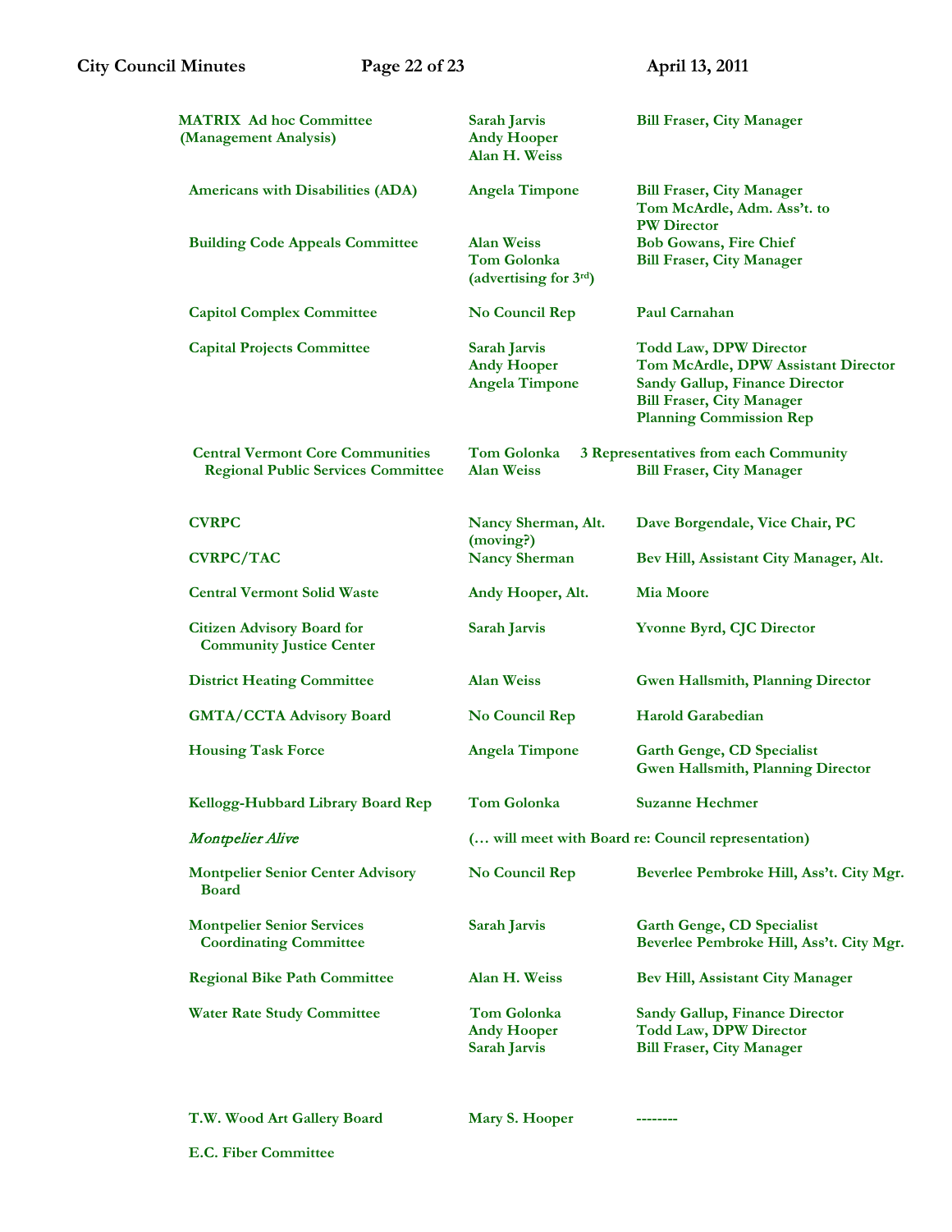| Committee | Council Rep | Staff / Other |
|---|---|---|
| **MATRIX Ad hoc Committee (Management Analysis)** | **Sarah Jarvis**<br>**Andy Hooper**<br>**Alan H. Weiss** | **Bill Fraser, City Manager** |
| **Americans with Disabilities (ADA)** | **Angela Timpone** | **Bill Fraser, City Manager**<br>**Tom McArdle, Adm. Ass't. to PW Director** |
| **Building Code Appeals Committee** | **Alan Weiss**<br>**Tom Golonka**<br>**(advertising for 3rd)** | **Bob Gowans, Fire Chief**<br>**Bill Fraser, City Manager** |
| **Capitol Complex Committee** | **No Council Rep** | **Paul Carnahan** |
| **Capital Projects Committee** | **Sarah Jarvis**<br>**Andy Hooper**<br>**Angela Timpone** | **Todd Law, DPW Director**<br>**Tom McArdle, DPW Assistant Director**<br>**Sandy Gallup, Finance Director**<br>**Bill Fraser, City Manager**<br>**Planning Commission Rep** |
| **Central Vermont Core Communities Regional Public Services Committee** | **Tom Golonka**<br>**Alan Weiss** | **3 Representatives from each Community**<br>**Bill Fraser, City Manager** |
| **CVRPC** | **Nancy Sherman, Alt. (moving?)** | **Dave Borgendale, Vice Chair, PC** |
| **CVRPC/TAC** | **Nancy Sherman** | **Bev Hill, Assistant City Manager, Alt.** |
| **Central Vermont Solid Waste** | **Andy Hooper, Alt.** | **Mia Moore** |
| **Citizen Advisory Board for Community Justice Center** | **Sarah Jarvis** | **Yvonne Byrd, CJC Director** |
| **District Heating Committee** | **Alan Weiss** | **Gwen Hallsmith, Planning Director** |
| **GMTA/CCTA Advisory Board** | **No Council Rep** | **Harold Garabedian** |
| **Housing Task Force** | **Angela Timpone** | **Garth Genge, CD Specialist**<br>**Gwen Hallsmith, Planning Director** |
| **Kellogg-Hubbard Library Board Rep** | **Tom Golonka** | **Suzanne Hechmer** |
| *Montpelier Alive* | **(… will meet with Board re: Council representation)** | |
| **Montpelier Senior Center Advisory Board** | **No Council Rep** | **Beverlee Pembroke Hill, Ass't. City Mgr.** |
| **Montpelier Senior Services Coordinating Committee** | **Sarah Jarvis** | **Garth Genge, CD Specialist**<br>**Beverlee Pembroke Hill, Ass't. City Mgr.** |
| **Regional Bike Path Committee** | **Alan H. Weiss** | **Bev Hill, Assistant City Manager** |
| **Water Rate Study Committee** | **Tom Golonka**<br>**Andy Hooper**<br>**Sarah Jarvis** | **Sandy Gallup, Finance Director**<br>**Todd Law, DPW Director**<br>**Bill Fraser, City Manager** |
| **T.W. Wood Art Gallery Board** | **Mary S. Hooper** | **--------** |
| **E.C. Fiber Committee** | | |